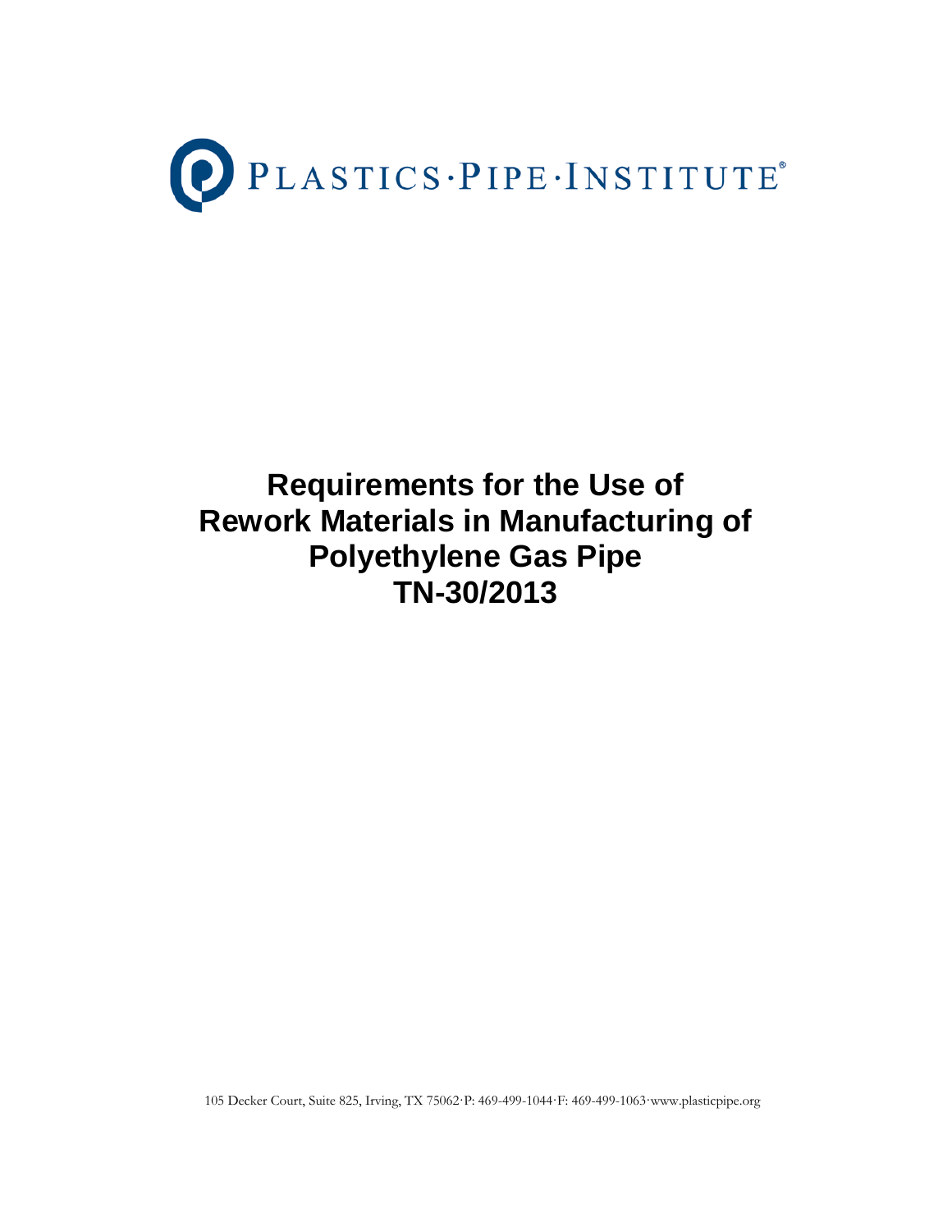PLASTICS·PIPE·INSTITUTE®

# Requirements for the Use of Rework Materials in Manufacturing of Polyethylene Gas Pipe TN-30/2013

105 Decker Court, Suite 825, Irving, TX 75062·P: 469-499-1044·F: 469-499-1063·www.plasticpipe.org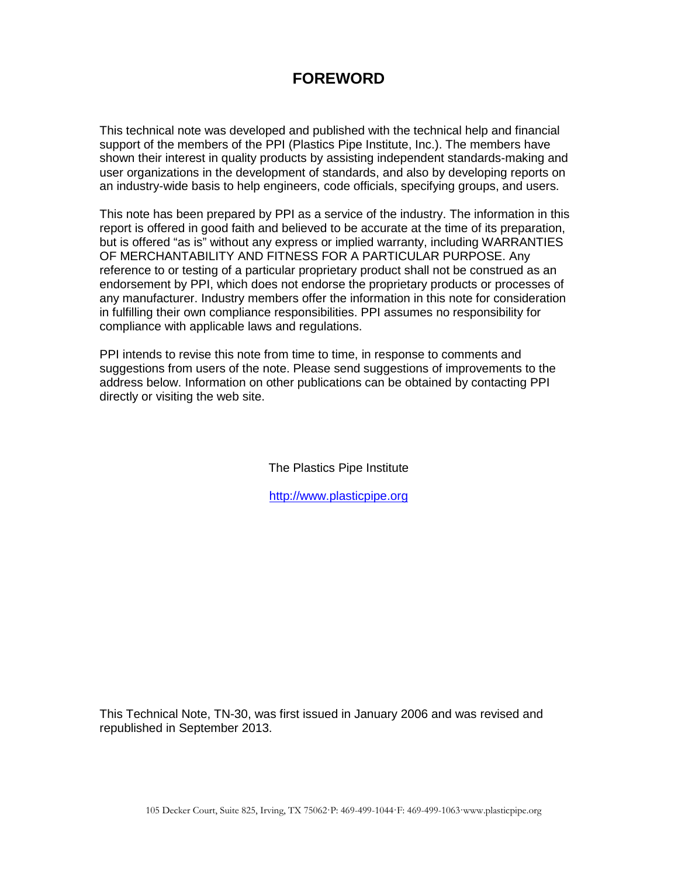# FOREWORD

This technical note was developed and published with the technical help and financial support of the members of the PPI (Plastics Pipe Institute, Inc.). The members have shown their interest in quality products by assisting independent standards-making and user organizations in the development of standards, and also by developing reports on an industry-wide basis to help engineers, code officials, specifying groups, and users.

This note has been prepared by PPI as a service of the industry. The information in this report is offered in good faith and believed to be accurate at the time of its preparation, but is offered "as is" without any express or implied warranty, including WARRANTIES OF MERCHANTABILITY AND FITNESS FOR A PARTICULAR PURPOSE. Any reference to or testing of a particular proprietary product shall not be construed as an endorsement by PPI, which does not endorse the proprietary products or processes of any manufacturer. Industry members offer the information in this note for consideration in fulfilling their own compliance responsibilities. PPI assumes no responsibility for compliance with applicable laws and regulations.

PPI intends to revise this note from time to time, in response to comments and suggestions from users of the note. Please send suggestions of improvements to the address below. Information on other publications can be obtained by contacting PPI directly or visiting the web site.

The Plastics Pipe Institute

[http://www.plasticpipe.org](http://www.plasticpipe.org)

This Technical Note, TN-30, was first issued in January 2006 and was revised and republished in September 2013.

105 Decker Court, Suite 825, Irving, TX 75062·P: 469-499-1044·F: 469-499-1063·www.plasticpipe.org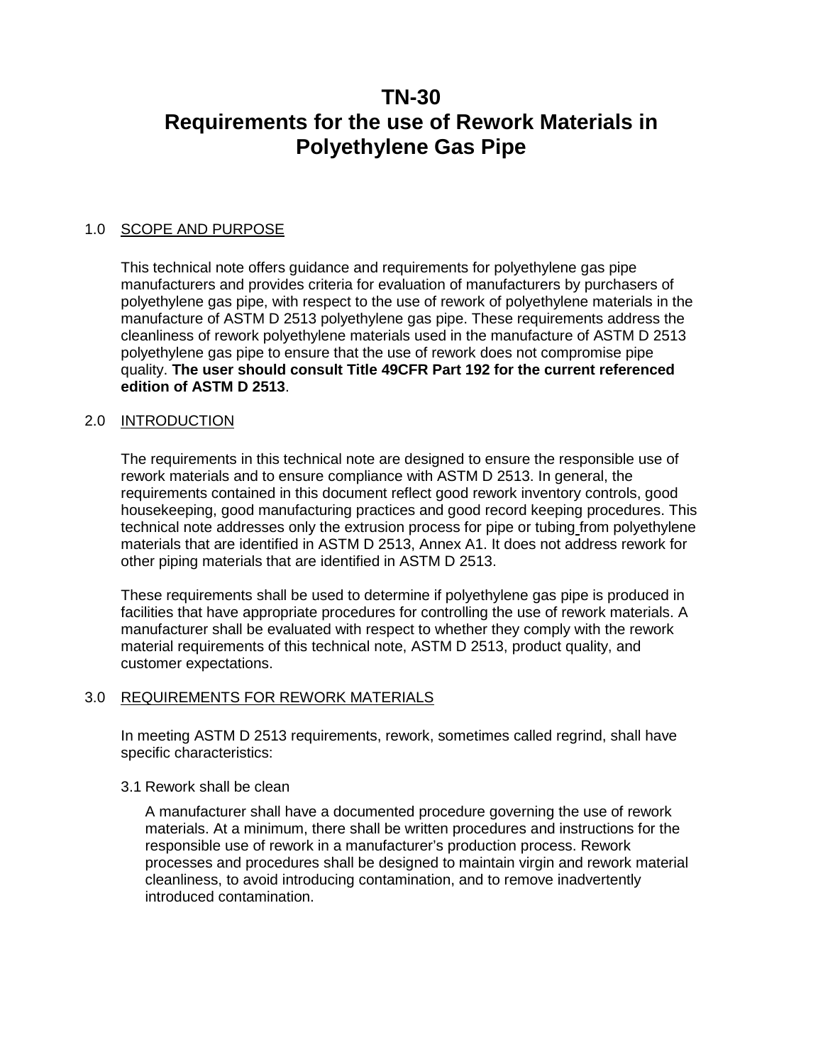# TN-30
# Requirements for the use of Rework Materials in Polyethylene Gas Pipe

## 1.0 SCOPE AND PURPOSE

This technical note offers guidance and requirements for polyethylene gas pipe manufacturers and provides criteria for evaluation of manufacturers by purchasers of polyethylene gas pipe, with respect to the use of rework of polyethylene materials in the manufacture of ASTM D 2513 polyethylene gas pipe. These requirements address the cleanliness of rework polyethylene materials used in the manufacture of ASTM D 2513 polyethylene gas pipe to ensure that the use of rework does not compromise pipe quality. **The user should consult Title 49CFR Part 192 for the current referenced edition of ASTM D 2513**.

## 2.0 INTRODUCTION

The requirements in this technical note are designed to ensure the responsible use of rework materials and to ensure compliance with ASTM D 2513. In general, the requirements contained in this document reflect good rework inventory controls, good housekeeping, good manufacturing practices and good record keeping procedures. This technical note addresses only the extrusion process for pipe or tubing from polyethylene materials that are identified in ASTM D 2513, Annex A1. It does not address rework for other piping materials that are identified in ASTM D 2513.

These requirements shall be used to determine if polyethylene gas pipe is produced in facilities that have appropriate procedures for controlling the use of rework materials. A manufacturer shall be evaluated with respect to whether they comply with the rework material requirements of this technical note, ASTM D 2513, product quality, and customer expectations.

## 3.0 REQUIREMENTS FOR REWORK MATERIALS

In meeting ASTM D 2513 requirements, rework, sometimes called regrind, shall have specific characteristics:

### 3.1 Rework shall be clean

A manufacturer shall have a documented procedure governing the use of rework materials. At a minimum, there shall be written procedures and instructions for the responsible use of rework in a manufacturer's production process. Rework processes and procedures shall be designed to maintain virgin and rework material cleanliness, to avoid introducing contamination, and to remove inadvertently introduced contamination.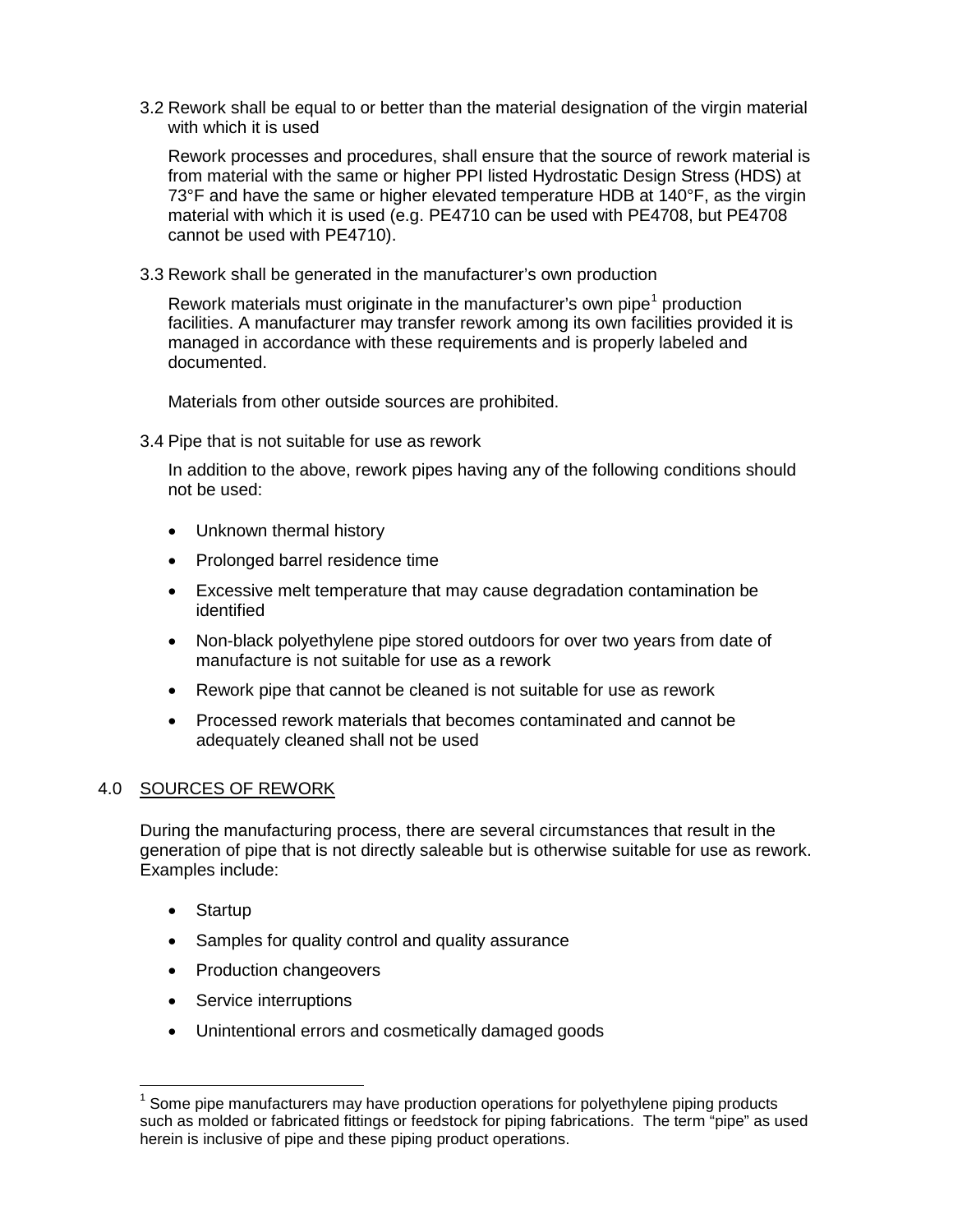3.2 Rework shall be equal to or better than the material designation of the virgin material with which it is used

Rework processes and procedures, shall ensure that the source of rework material is from material with the same or higher PPI listed Hydrostatic Design Stress (HDS) at 73°F and have the same or higher elevated temperature HDB at 140°F, as the virgin material with which it is used (e.g. PE4710 can be used with PE4708, but PE4708 cannot be used with PE4710).

3.3 Rework shall be generated in the manufacturer's own production

Rework materials must originate in the manufacturer's own pipe[1] production facilities. A manufacturer may transfer rework among its own facilities provided it is managed in accordance with these requirements and is properly labeled and documented.

Materials from other outside sources are prohibited.

3.4 Pipe that is not suitable for use as rework

In addition to the above, rework pipes having any of the following conditions should not be used:

- Unknown thermal history
- Prolonged barrel residence time
- Excessive melt temperature that may cause degradation contamination be identified
- Non-black polyethylene pipe stored outdoors for over two years from date of manufacture is not suitable for use as a rework
- Rework pipe that cannot be cleaned is not suitable for use as rework
- Processed rework materials that becomes contaminated and cannot be adequately cleaned shall not be used

## 4.0 SOURCES OF REWORK

During the manufacturing process, there are several circumstances that result in the generation of pipe that is not directly saleable but is otherwise suitable for use as rework. Examples include:

- Startup
- Samples for quality control and quality assurance
- Production changeovers
- Service interruptions
- Unintentional errors and cosmetically damaged goods

[1] Some pipe manufacturers may have production operations for polyethylene piping products such as molded or fabricated fittings or feedstock for piping fabrications. The term "pipe" as used herein is inclusive of pipe and these piping product operations.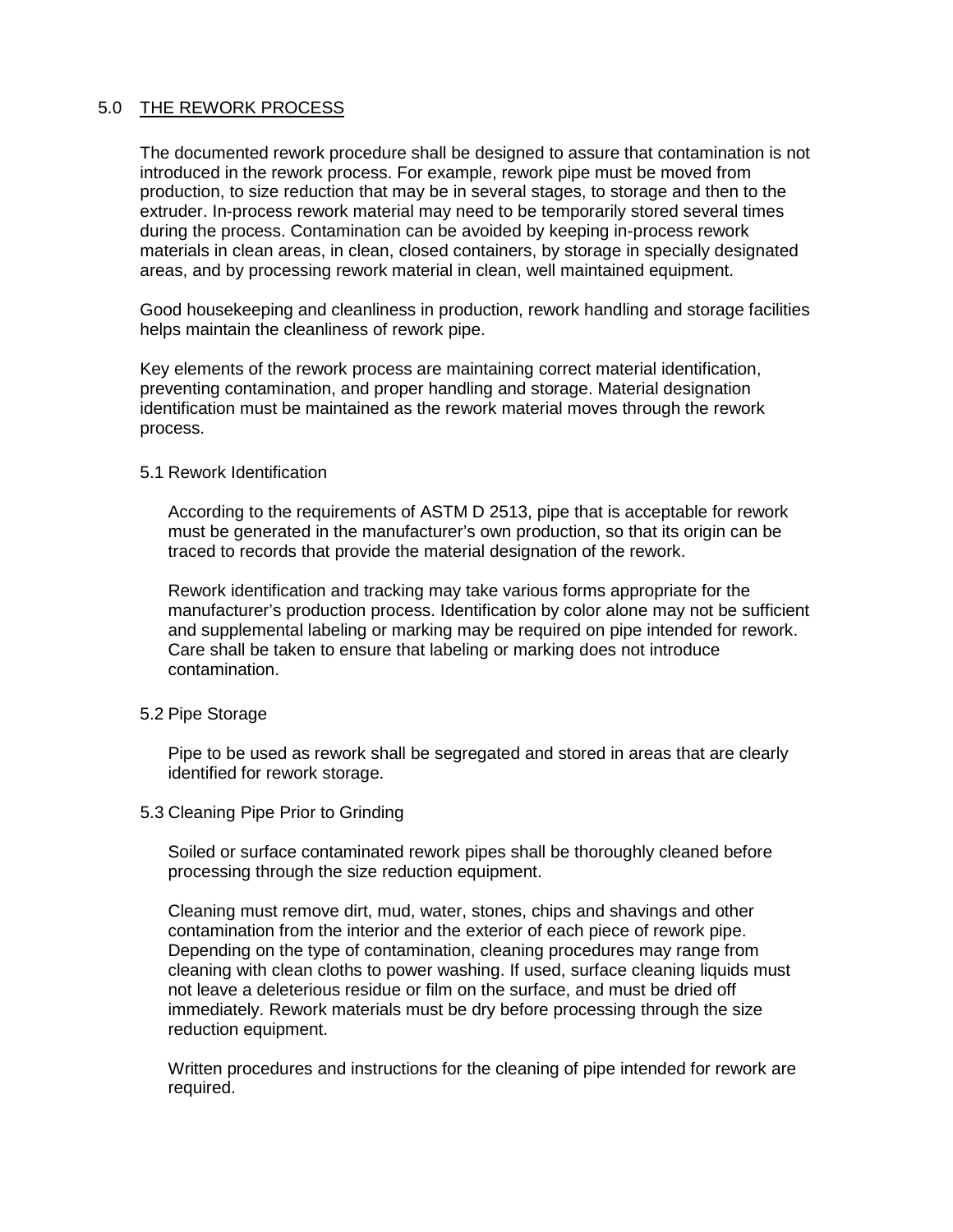## 5.0 THE REWORK PROCESS

The documented rework procedure shall be designed to assure that contamination is not introduced in the rework process. For example, rework pipe must be moved from production, to size reduction that may be in several stages, to storage and then to the extruder. In-process rework material may need to be temporarily stored several times during the process. Contamination can be avoided by keeping in-process rework materials in clean areas, in clean, closed containers, by storage in specially designated areas, and by processing rework material in clean, well maintained equipment.

Good housekeeping and cleanliness in production, rework handling and storage facilities helps maintain the cleanliness of rework pipe.

Key elements of the rework process are maintaining correct material identification, preventing contamination, and proper handling and storage. Material designation identification must be maintained as the rework material moves through the rework process.

### 5.1 Rework Identification

According to the requirements of ASTM D 2513, pipe that is acceptable for rework must be generated in the manufacturer's own production, so that its origin can be traced to records that provide the material designation of the rework.

Rework identification and tracking may take various forms appropriate for the manufacturer's production process. Identification by color alone may not be sufficient and supplemental labeling or marking may be required on pipe intended for rework. Care shall be taken to ensure that labeling or marking does not introduce contamination.

### 5.2 Pipe Storage

Pipe to be used as rework shall be segregated and stored in areas that are clearly identified for rework storage.

### 5.3 Cleaning Pipe Prior to Grinding

Soiled or surface contaminated rework pipes shall be thoroughly cleaned before processing through the size reduction equipment.

Cleaning must remove dirt, mud, water, stones, chips and shavings and other contamination from the interior and the exterior of each piece of rework pipe. Depending on the type of contamination, cleaning procedures may range from cleaning with clean cloths to power washing. If used, surface cleaning liquids must not leave a deleterious residue or film on the surface, and must be dried off immediately. Rework materials must be dry before processing through the size reduction equipment.

Written procedures and instructions for the cleaning of pipe intended for rework are required.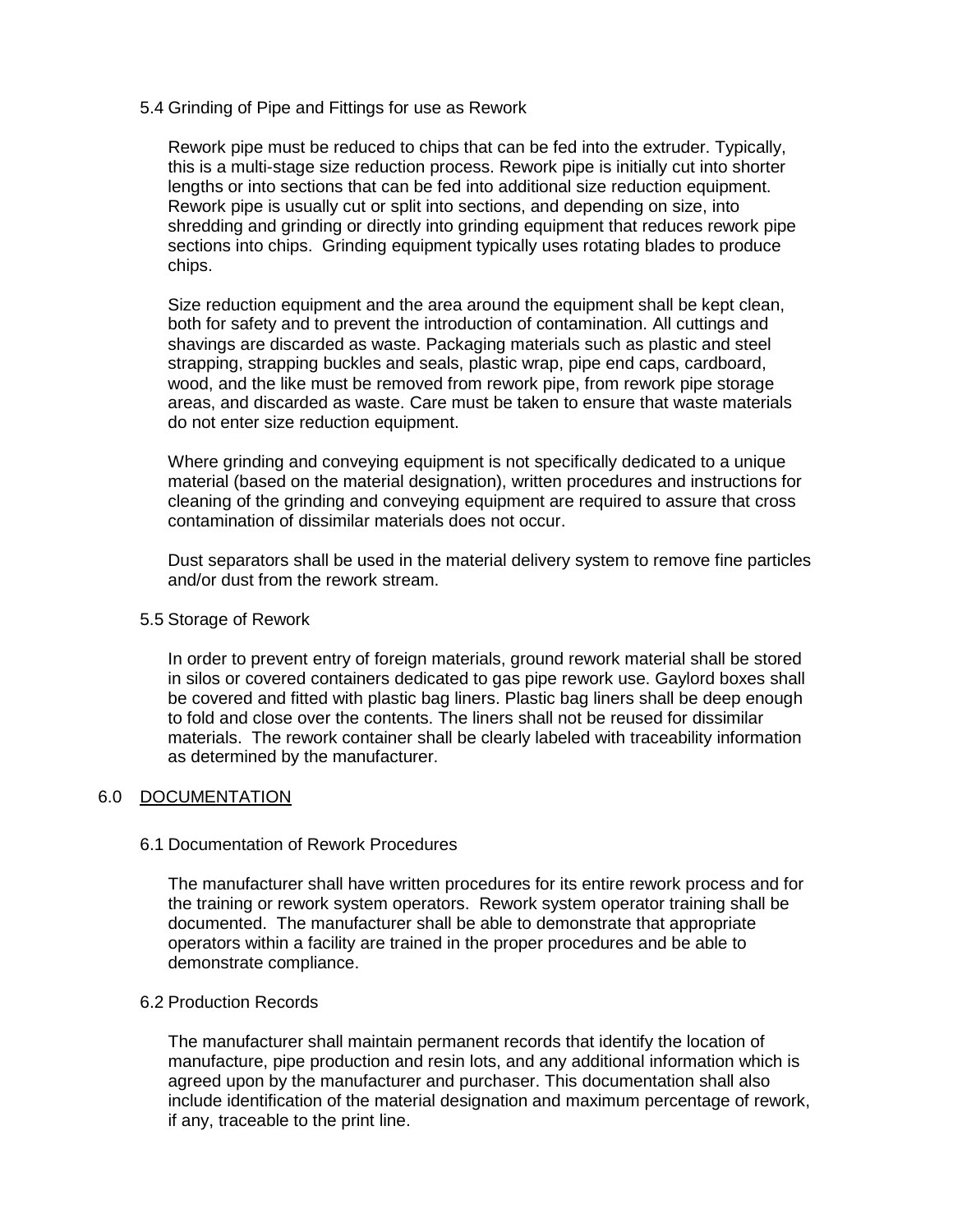### 5.4 Grinding of Pipe and Fittings for use as Rework

Rework pipe must be reduced to chips that can be fed into the extruder. Typically, this is a multi-stage size reduction process. Rework pipe is initially cut into shorter lengths or into sections that can be fed into additional size reduction equipment. Rework pipe is usually cut or split into sections, and depending on size, into shredding and grinding or directly into grinding equipment that reduces rework pipe sections into chips. Grinding equipment typically uses rotating blades to produce chips.

Size reduction equipment and the area around the equipment shall be kept clean, both for safety and to prevent the introduction of contamination. All cuttings and shavings are discarded as waste. Packaging materials such as plastic and steel strapping, strapping buckles and seals, plastic wrap, pipe end caps, cardboard, wood, and the like must be removed from rework pipe, from rework pipe storage areas, and discarded as waste. Care must be taken to ensure that waste materials do not enter size reduction equipment.

Where grinding and conveying equipment is not specifically dedicated to a unique material (based on the material designation), written procedures and instructions for cleaning of the grinding and conveying equipment are required to assure that cross contamination of dissimilar materials does not occur.

Dust separators shall be used in the material delivery system to remove fine particles and/or dust from the rework stream.

### 5.5 Storage of Rework

In order to prevent entry of foreign materials, ground rework material shall be stored in silos or covered containers dedicated to gas pipe rework use. Gaylord boxes shall be covered and fitted with plastic bag liners. Plastic bag liners shall be deep enough to fold and close over the contents. The liners shall not be reused for dissimilar materials. The rework container shall be clearly labeled with traceability information as determined by the manufacturer.

## 6.0 DOCUMENTATION

### 6.1 Documentation of Rework Procedures

The manufacturer shall have written procedures for its entire rework process and for the training or rework system operators. Rework system operator training shall be documented. The manufacturer shall be able to demonstrate that appropriate operators within a facility are trained in the proper procedures and be able to demonstrate compliance.

### 6.2 Production Records

The manufacturer shall maintain permanent records that identify the location of manufacture, pipe production and resin lots, and any additional information which is agreed upon by the manufacturer and purchaser. This documentation shall also include identification of the material designation and maximum percentage of rework, if any, traceable to the print line.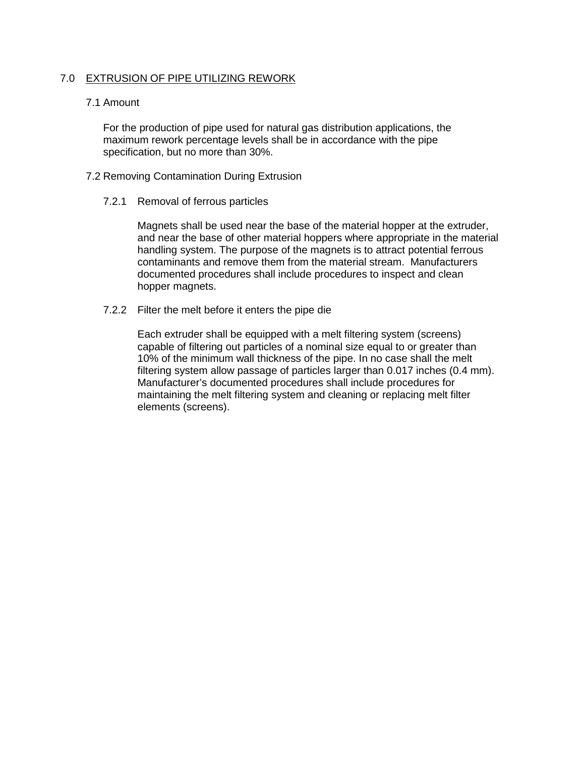## 7.0 EXTRUSION OF PIPE UTILIZING REWORK

### 7.1 Amount

For the production of pipe used for natural gas distribution applications, the maximum rework percentage levels shall be in accordance with the pipe specification, but no more than 30%.

### 7.2 Removing Contamination During Extrusion

#### 7.2.1 Removal of ferrous particles

Magnets shall be used near the base of the material hopper at the extruder, and near the base of other material hoppers where appropriate in the material handling system. The purpose of the magnets is to attract potential ferrous contaminants and remove them from the material stream. Manufacturers documented procedures shall include procedures to inspect and clean hopper magnets.

#### 7.2.2 Filter the melt before it enters the pipe die

Each extruder shall be equipped with a melt filtering system (screens) capable of filtering out particles of a nominal size equal to or greater than 10% of the minimum wall thickness of the pipe. In no case shall the melt filtering system allow passage of particles larger than 0.017 inches (0.4 mm). Manufacturer's documented procedures shall include procedures for maintaining the melt filtering system and cleaning or replacing melt filter elements (screens).